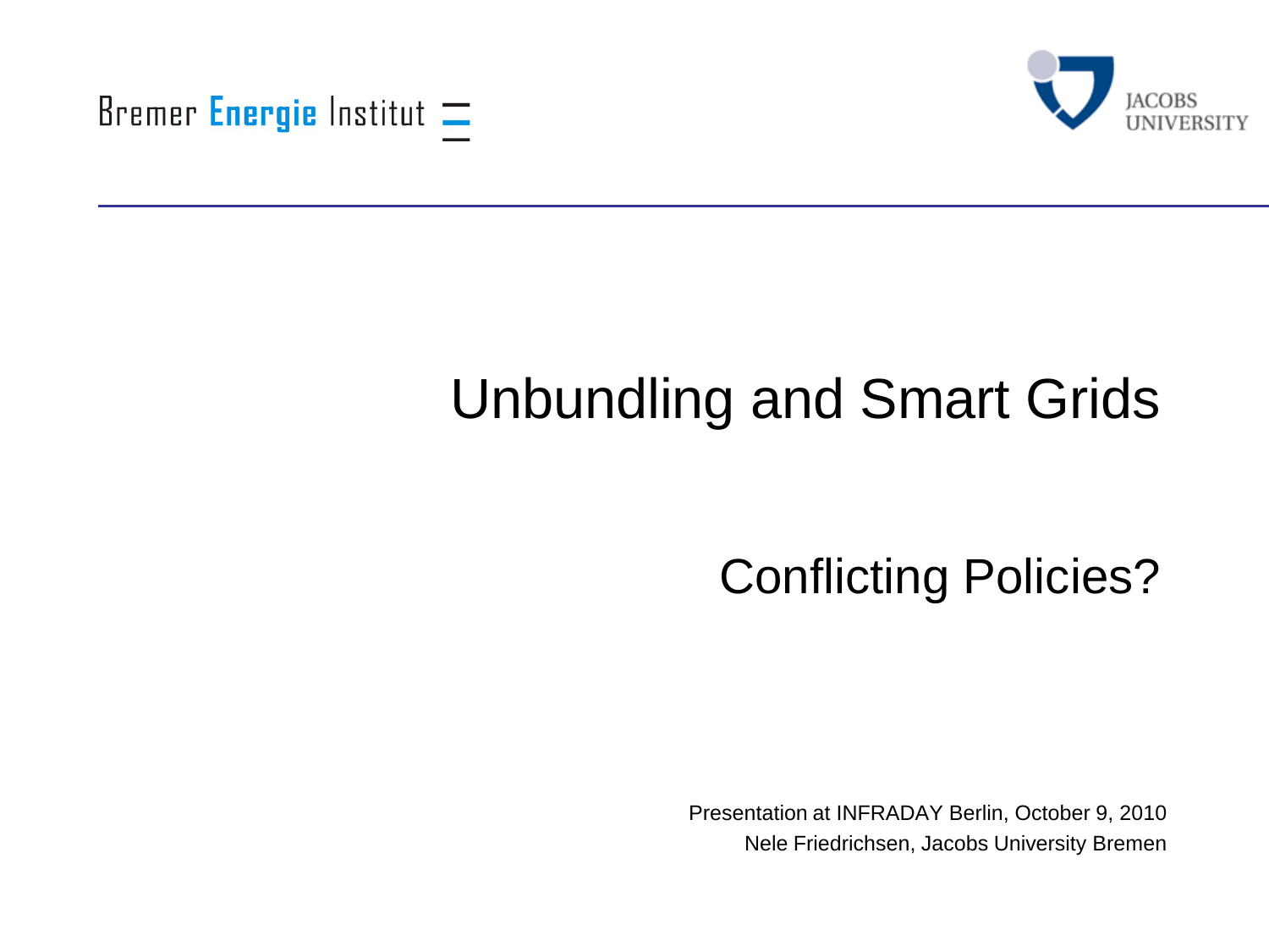Bremer Energie Institut

JACOBS UNIVERSITY

# Unbundling and Smart Grids

## Conflicting Policies?

Presentation at INFRADAY Berlin, October 9, 2010

Nele Friedrichsen, Jacobs University Bremen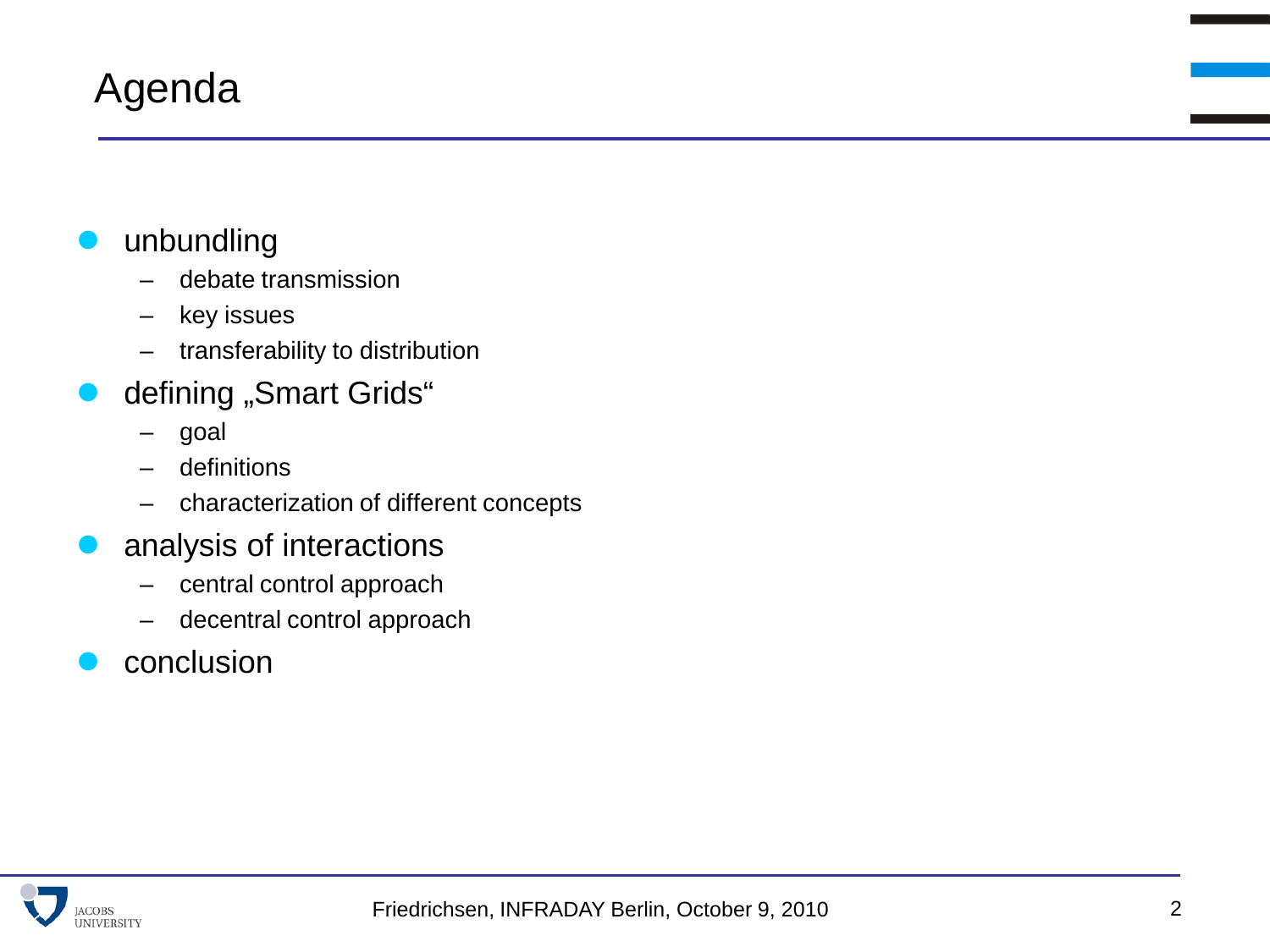# Agenda

- unbundling
  - debate transmission
  - key issues
  - transferability to distribution
- defining „Smart Grids“
  - goal
  - definitions
  - characterization of different concepts
- analysis of interactions
  - central control approach
  - decentral control approach
- conclusion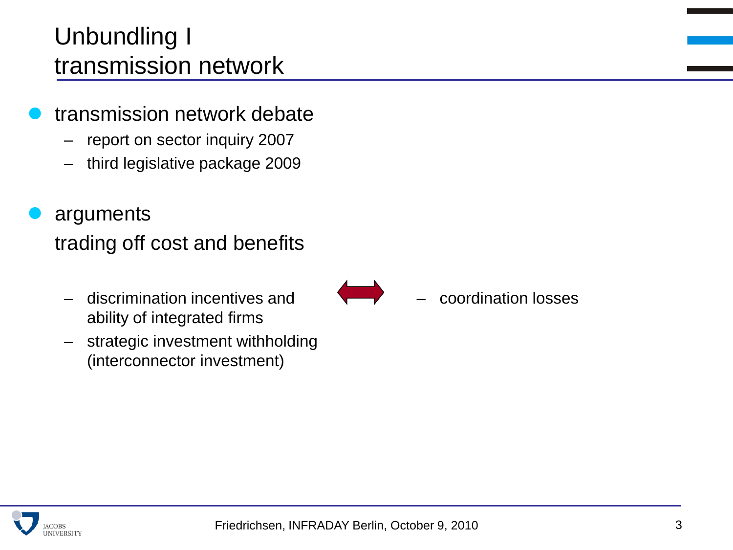# Unbundling I
# transmission network

- transmission network debate
  - report on sector inquiry 2007
  - third legislative package 2009

- arguments

  trading off cost and benefits

  - discrimination incentives and ability of integrated firms
  - strategic investment withholding (interconnector investment)

  ⟷

  - coordination losses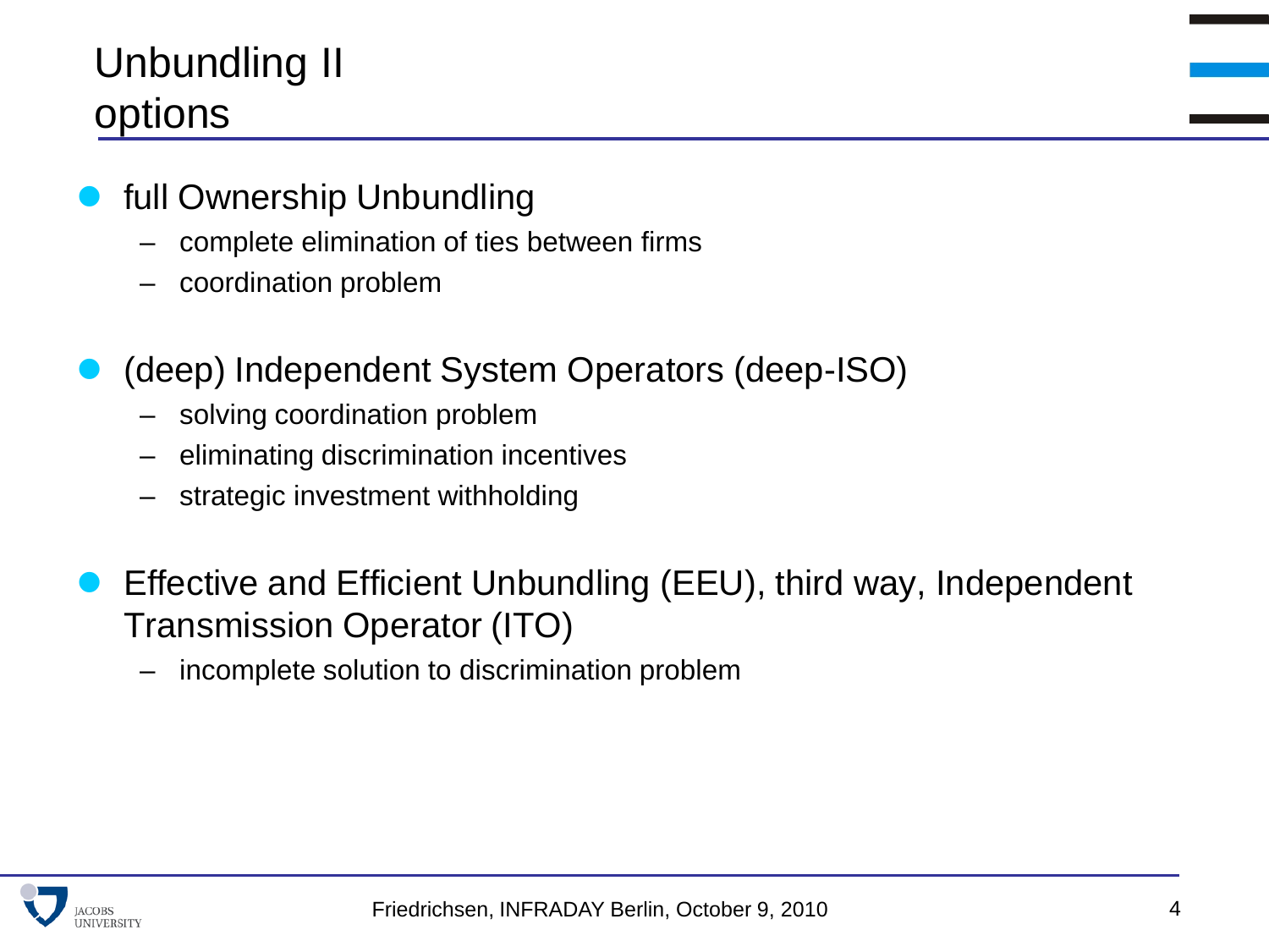# Unbundling II
## options

- full Ownership Unbundling
  - complete elimination of ties between firms
  - coordination problem

- (deep) Independent System Operators (deep-ISO)
  - solving coordination problem
  - eliminating discrimination incentives
  - strategic investment withholding

- Effective and Efficient Unbundling (EEU), third way, Independent Transmission Operator (ITO)
  - incomplete solution to discrimination problem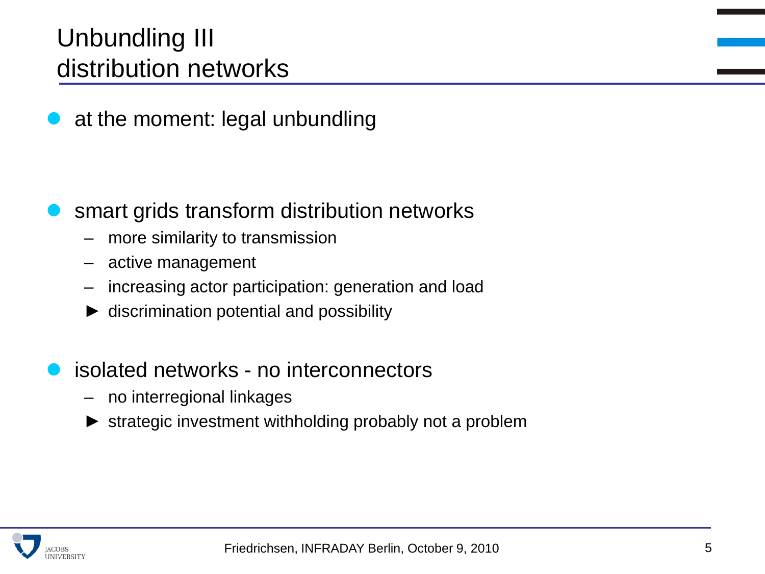# Unbundling III
# distribution networks

- at the moment: legal unbundling

- smart grids transform distribution networks
  - more similarity to transmission
  - active management
  - increasing actor participation: generation and load
  - ► discrimination potential and possibility

- isolated networks - no interconnectors
  - no interregional linkages
  - ► strategic investment withholding probably not a problem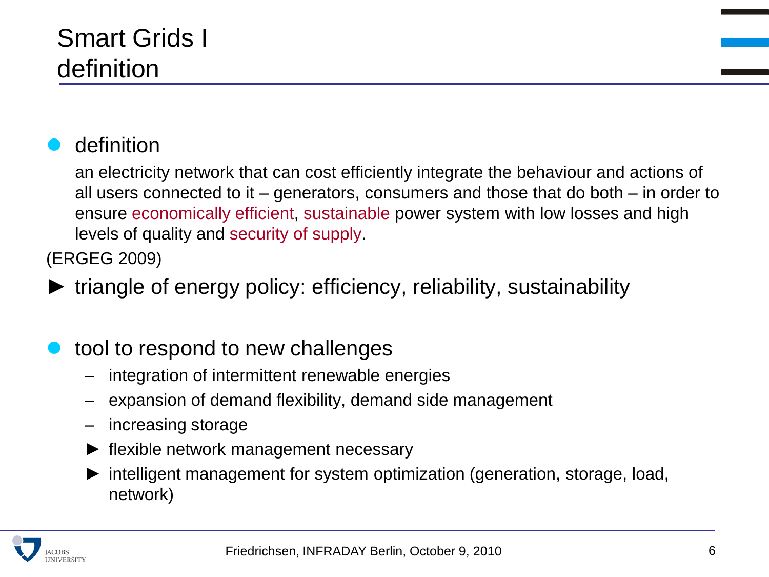# Smart Grids I
## definition

- definition

  an electricity network that can cost efficiently integrate the behaviour and actions of all users connected to it – generators, consumers and those that do both – in order to ensure economically efficient, sustainable power system with low losses and high levels of quality and security of supply.

(ERGEG 2009)

► triangle of energy policy: efficiency, reliability, sustainability

- tool to respond to new challenges
  - integration of intermittent renewable energies
  - expansion of demand flexibility, demand side management
  - increasing storage
  - ► flexible network management necessary
  - ► intelligent management for system optimization (generation, storage, load, network)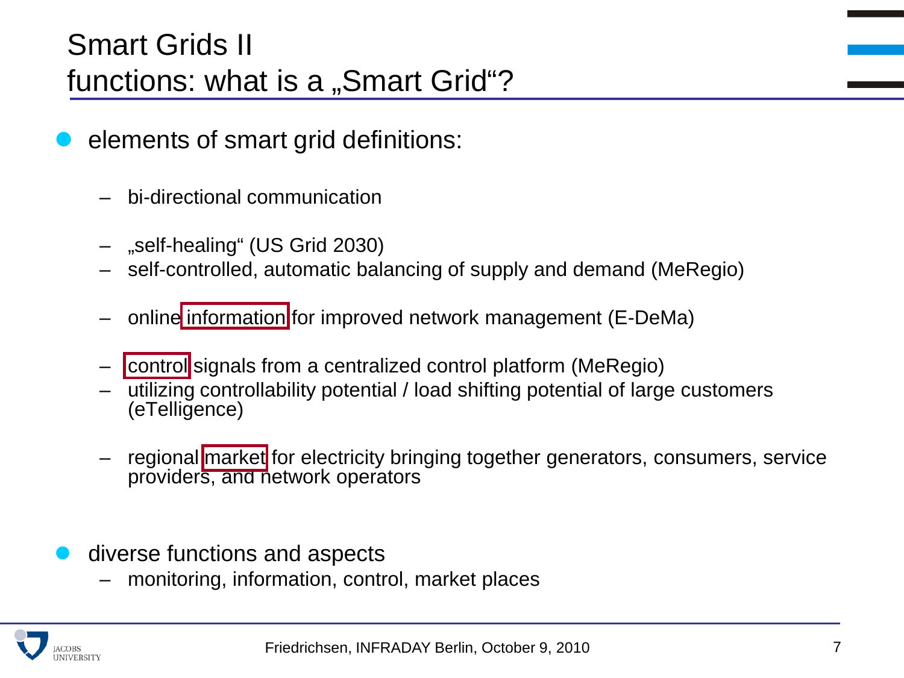# Smart Grids II
# functions: what is a „Smart Grid"?

- elements of smart grid definitions:
  - bi-directional communication
  - „self-healing" (US Grid 2030)
  - self-controlled, automatic balancing of supply and demand (MeRegio)
  - online information for improved network management (E-DeMa)
  - control signals from a centralized control platform (MeRegio)
  - utilizing controllability potential / load shifting potential of large customers (eTelligence)
  - regional market for electricity bringing together generators, consumers, service providers, and network operators

- diverse functions and aspects
  - monitoring, information, control, market places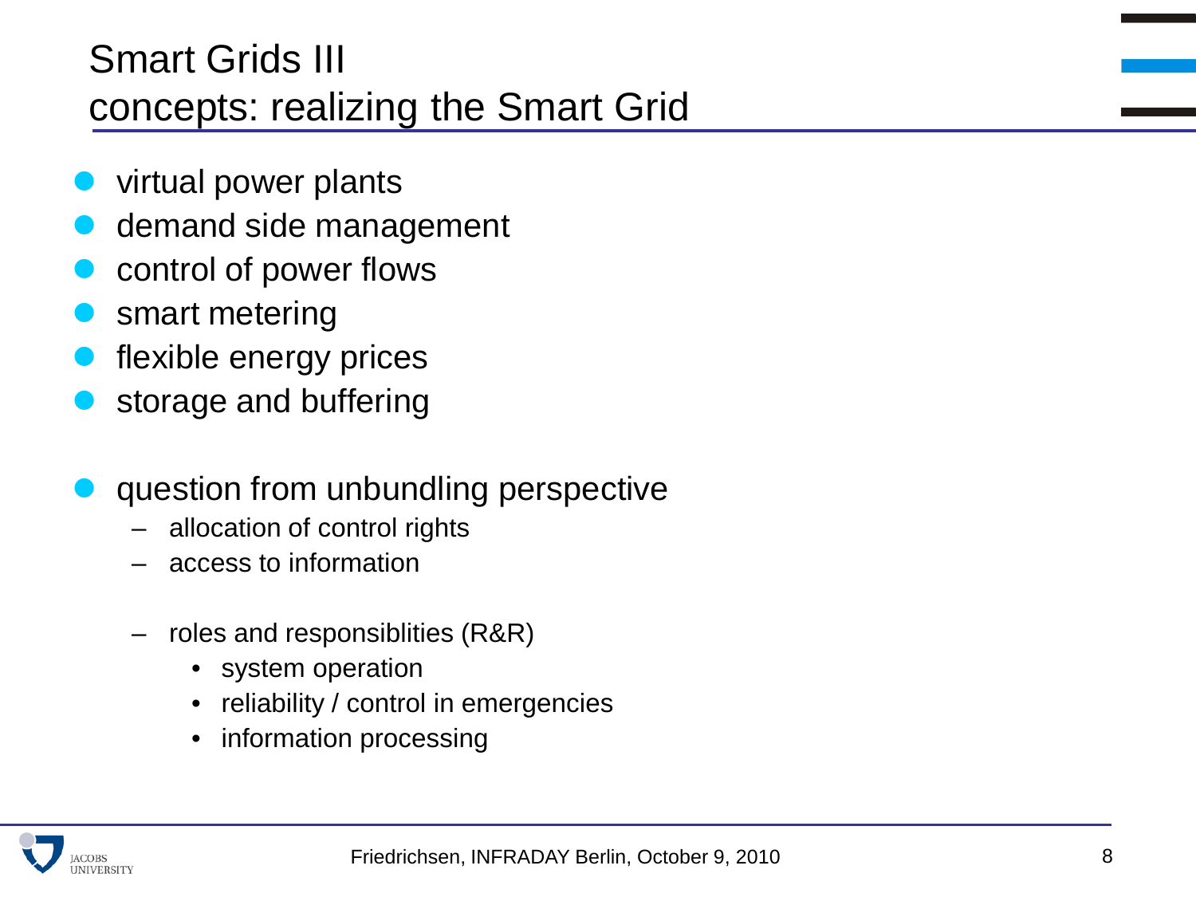# Smart Grids III
## concepts: realizing the Smart Grid

- virtual power plants
- demand side management
- control of power flows
- smart metering
- flexible energy prices
- storage and buffering

- question from unbundling perspective
  - allocation of control rights
  - access to information

  - roles and responsiblities (R&R)
    - system operation
    - reliability / control in emergencies
    - information processing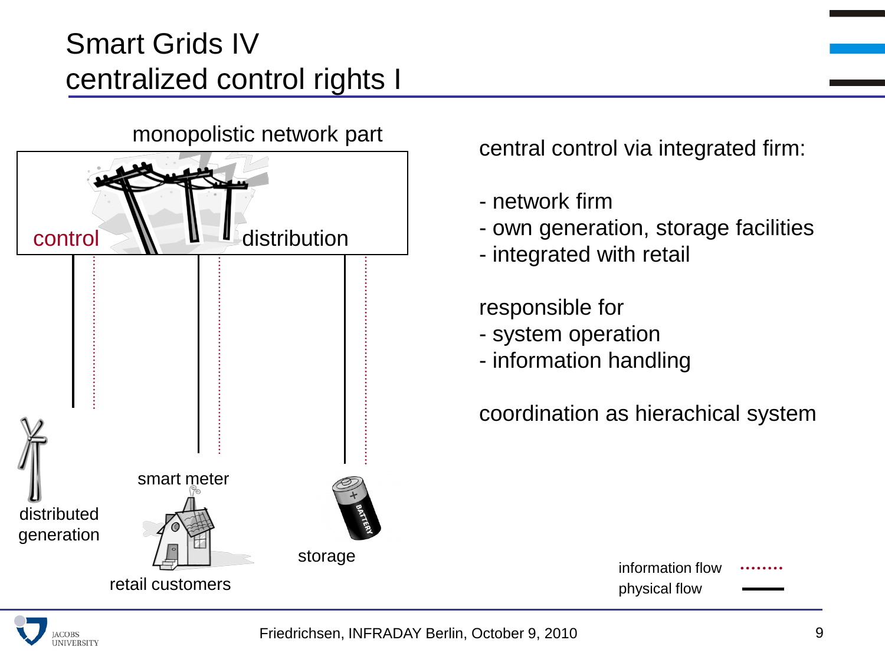# Smart Grids IV
## centralized control rights I

monopolistic network part

control

distribution

distributed generation

smart meter

retail customers

storage

central control via integrated firm:

- network firm
- own generation, storage facilities
- integrated with retail

responsible for
- system operation
- information handling

coordination as hierachical system

information flow ........

physical flow ——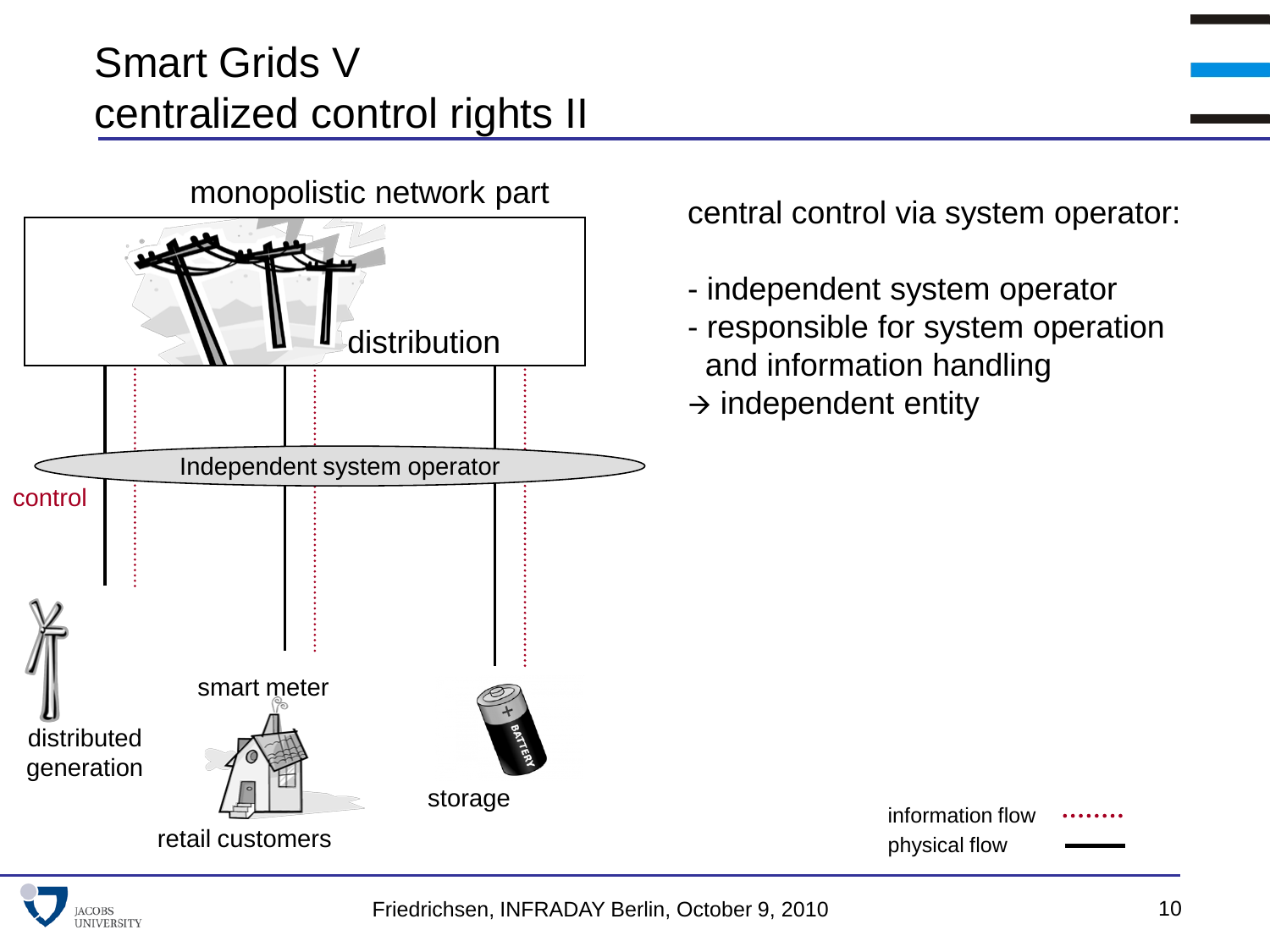# Smart Grids V
## centralized control rights II

monopolistic network part

distribution

Independent system operator

control

distributed generation

smart meter

retail customers

storage

central control via system operator:

- independent system operator
- responsible for system operation and information handling

→ independent entity

information flow ·······

physical flow ———

Friedrichsen, INFRADAY Berlin, October 9, 2010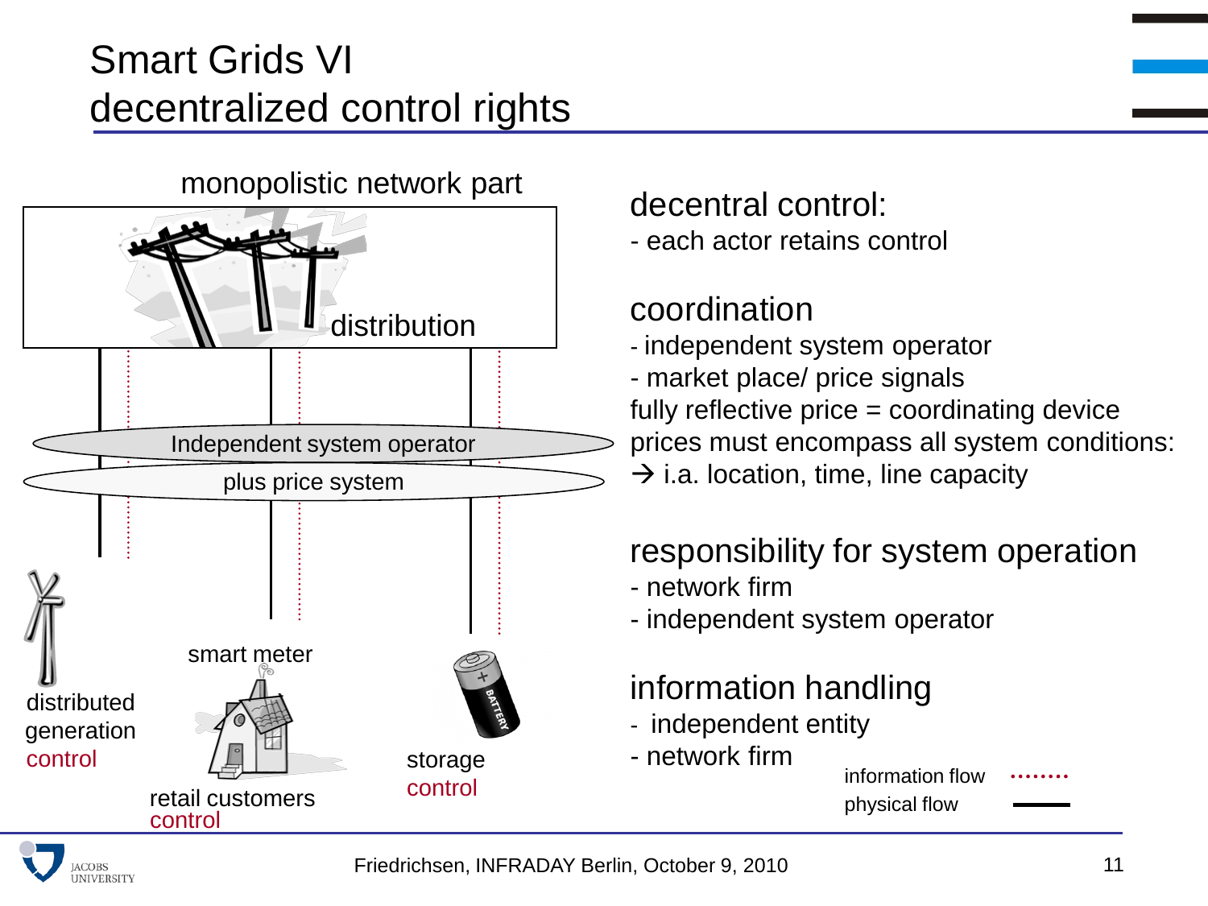# Smart Grids VI
## decentralized control rights

monopolistic network part

distribution

Independent system operator

plus price system

distributed generation control

smart meter

retail customers control

storage control

### decentral control:
- each actor retains control

### coordination
- independent system operator
- market place/ price signals

fully reflective price = coordinating device
prices must encompass all system conditions:
→ i.a. location, time, line capacity

### responsibility for system operation
- network firm
- independent system operator

### information handling
- independent entity
- network firm

information flow ........
physical flow ———

Friedrichsen, INFRADAY Berlin, October 9, 2010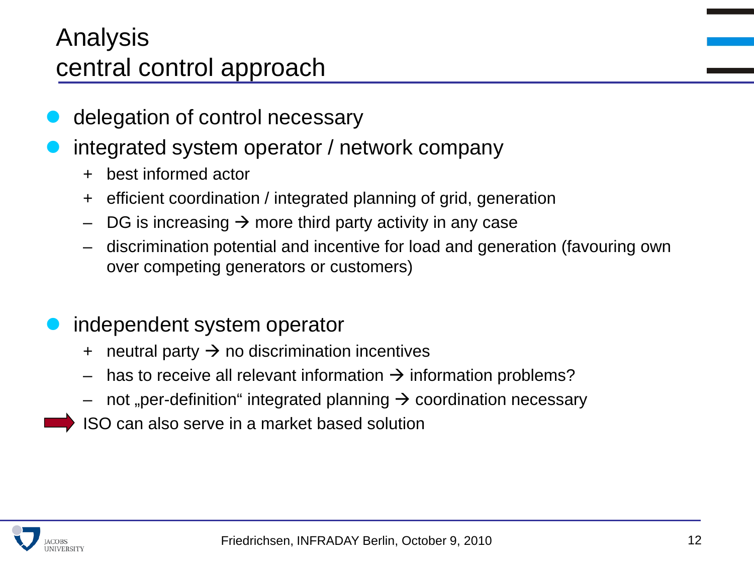# Analysis
## central control approach

- delegation of control necessary
- integrated system operator / network company
  - \+ best informed actor
  - \+ efficient coordination / integrated planning of grid, generation
  - – DG is increasing → more third party activity in any case
  - – discrimination potential and incentive for load and generation (favouring own over competing generators or customers)

- independent system operator
  - \+ neutral party → no discrimination incentives
  - – has to receive all relevant information → information problems?
  - – not „per-definition“ integrated planning → coordination necessary

➡ ISO can also serve in a market based solution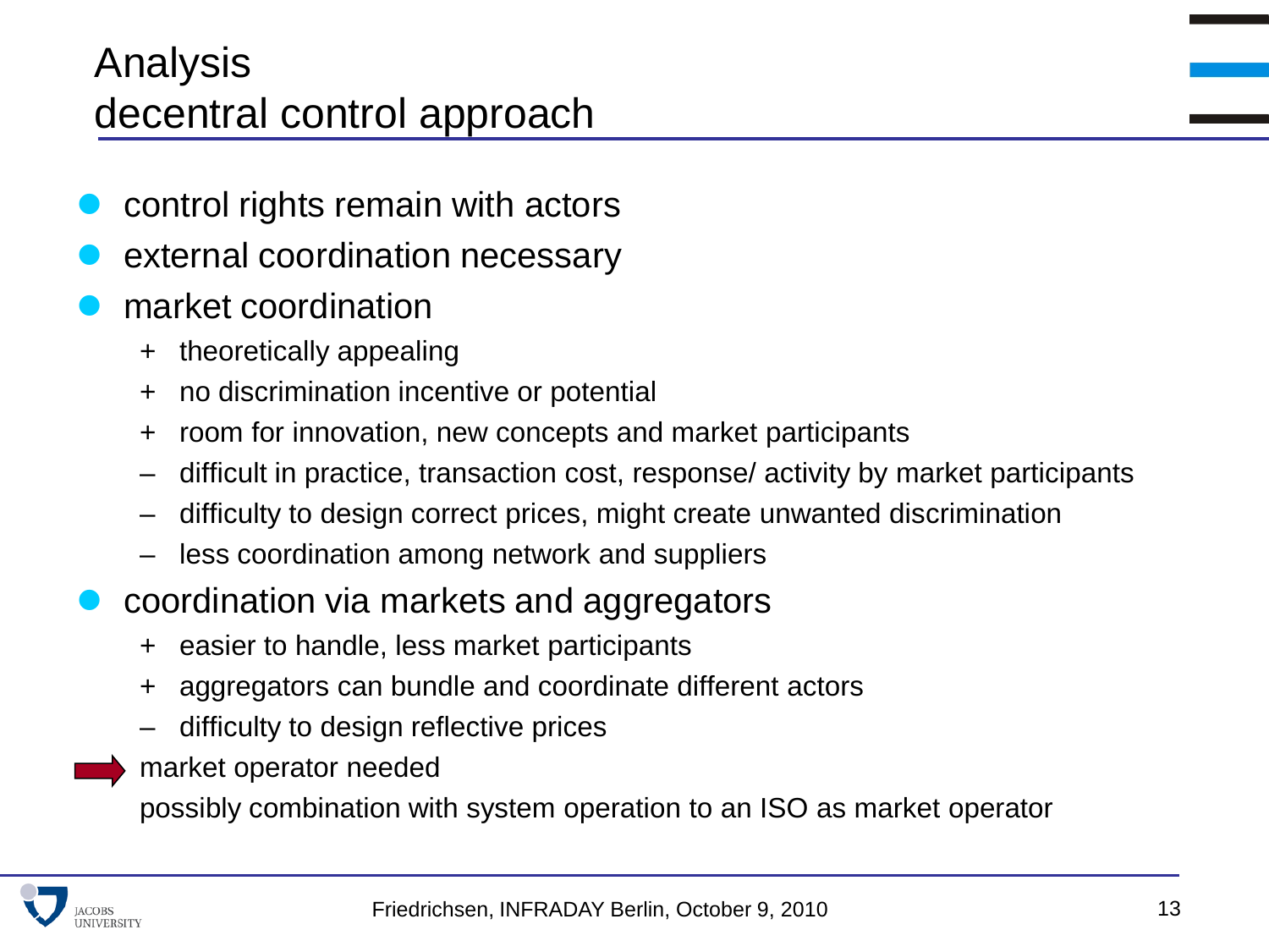# Analysis
# decentral control approach

- control rights remain with actors
- external coordination necessary
- market coordination
  - + theoretically appealing
  - + no discrimination incentive or potential
  - + room for innovation, new concepts and market participants
  - – difficult in practice, transaction cost, response/ activity by market participants
  - – difficulty to design correct prices, might create unwanted discrimination
  - – less coordination among network and suppliers
- coordination via markets and aggregators
  - + easier to handle, less market participants
  - + aggregators can bundle and coordinate different actors
  - – difficulty to design reflective prices

➡ market operator needed

possibly combination with system operation to an ISO as market operator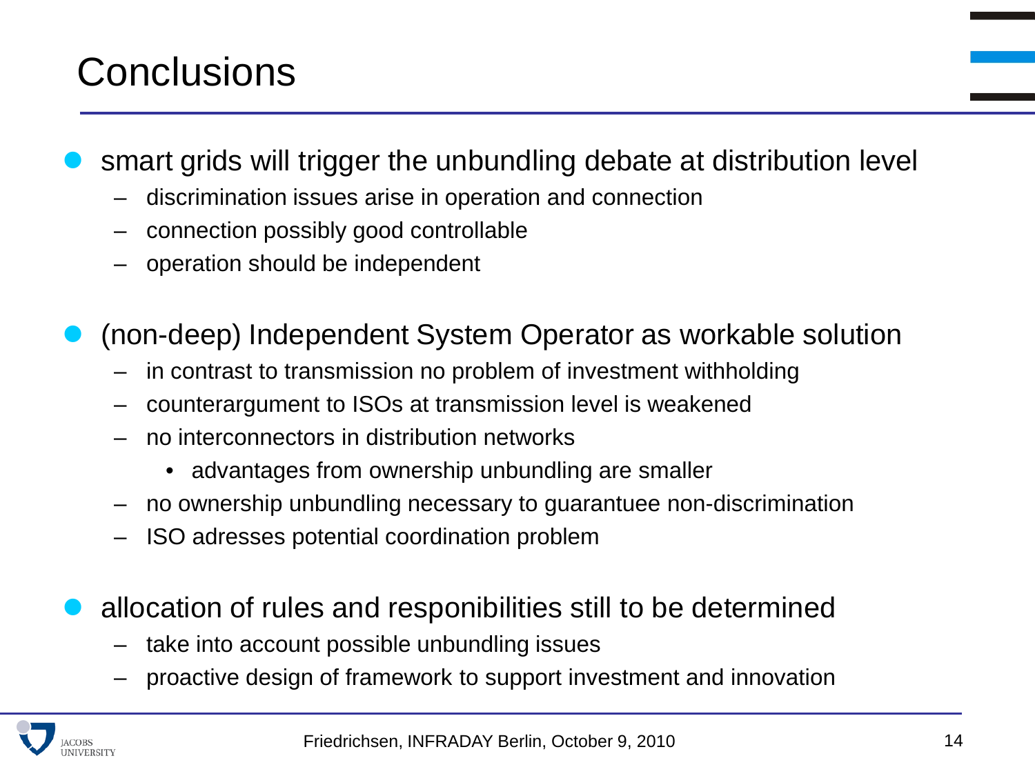# Conclusions

- smart grids will trigger the unbundling debate at distribution level
  - discrimination issues arise in operation and connection
  - connection possibly good controllable
  - operation should be independent

- (non-deep) Independent System Operator as workable solution
  - in contrast to transmission no problem of investment withholding
  - counterargument to ISOs at transmission level is weakened
  - no interconnectors in distribution networks
    - advantages from ownership unbundling are smaller
  - no ownership unbundling necessary to guarantuee non-discrimination
  - ISO adresses potential coordination problem

- allocation of rules and responibilities still to be determined
  - take into account possible unbundling issues
  - proactive design of framework to support investment and innovation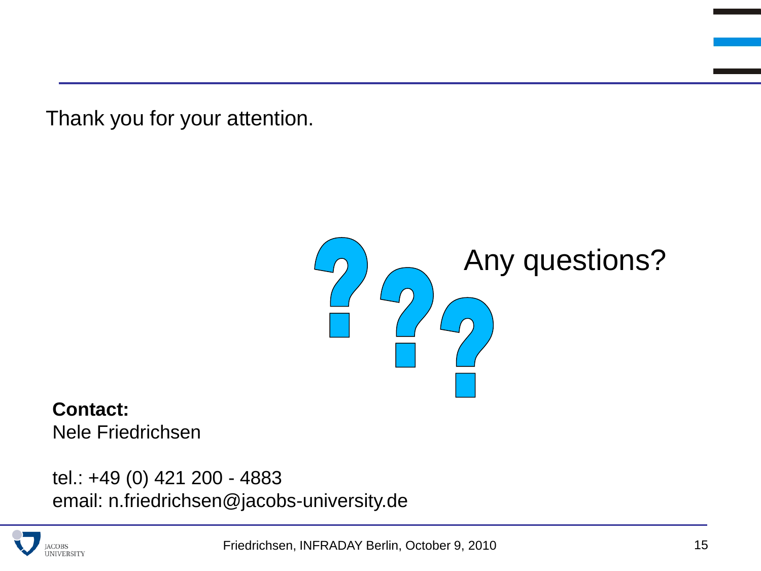Thank you for your attention.

Any questions?

**Contact:**
Nele Friedrichsen

tel.: +49 (0) 421 200 - 4883
email: n.friedrichsen@jacobs-university.de